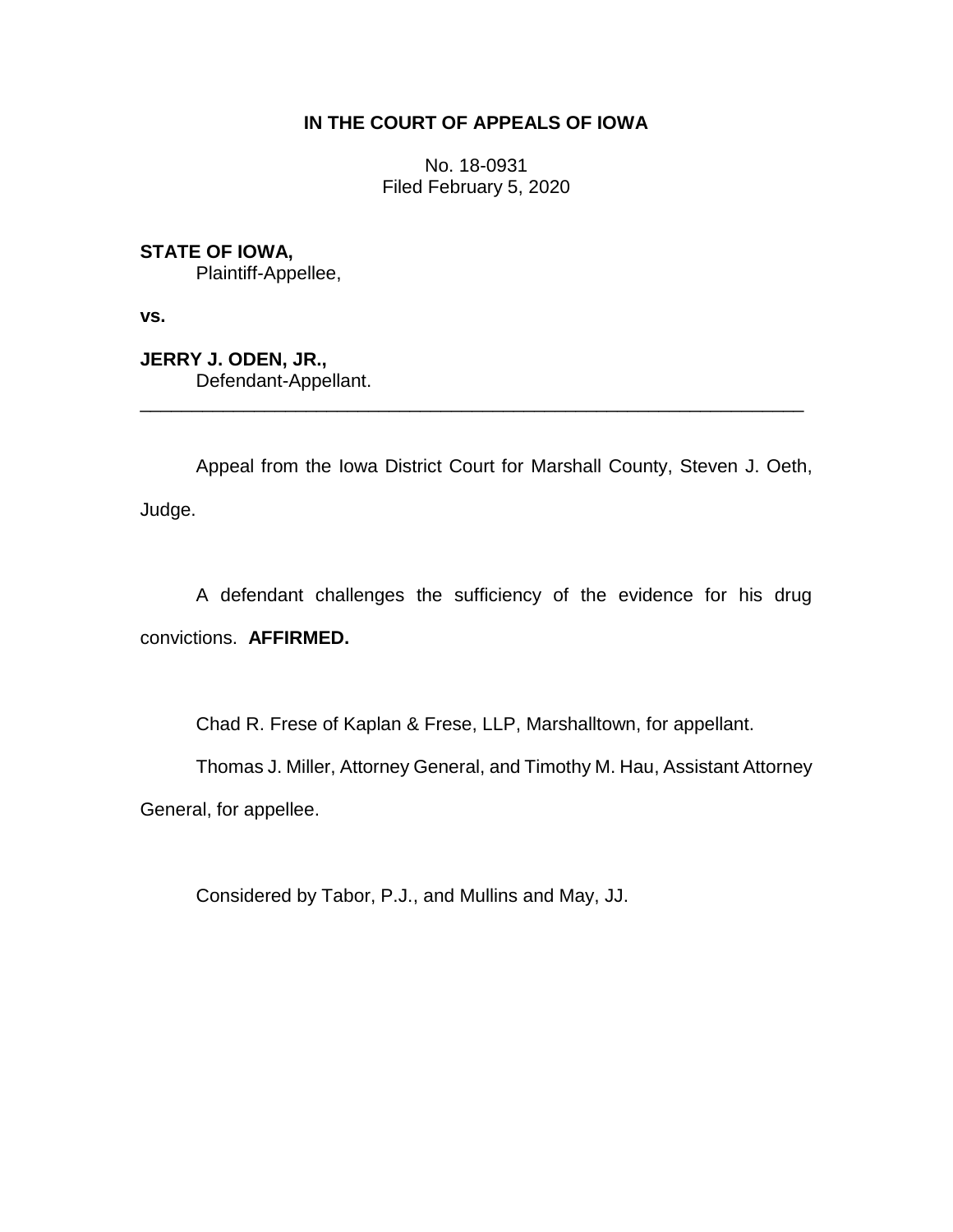**IN THE COURT OF APPEALS OF IOWA**

No. 18-0931
Filed February 5, 2020

**STATE OF IOWA,**
Plaintiff-Appellee,

**vs.**

**JERRY J. ODEN, JR.,**
Defendant-Appellant.

---

Appeal from the Iowa District Court for Marshall County, Steven J. Oeth, Judge.

A defendant challenges the sufficiency of the evidence for his drug convictions. **AFFIRMED.**

Chad R. Frese of Kaplan & Frese, LLP, Marshalltown, for appellant.

Thomas J. Miller, Attorney General, and Timothy M. Hau, Assistant Attorney General, for appellee.

Considered by Tabor, P.J., and Mullins and May, JJ.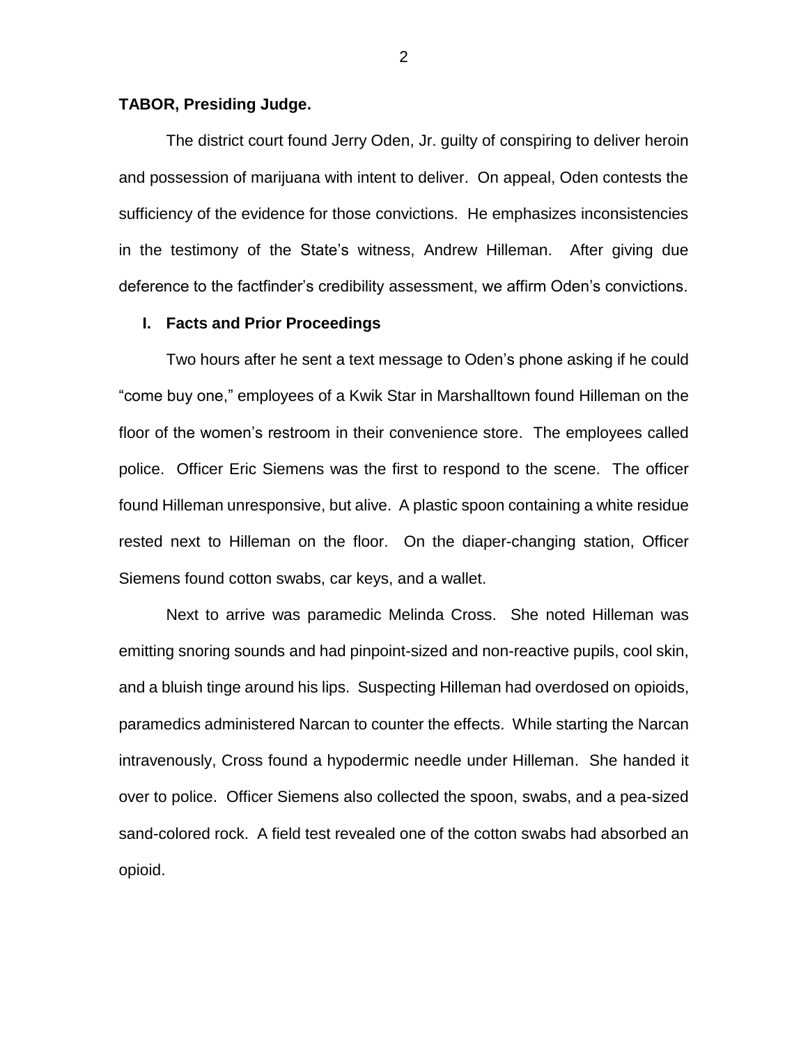**TABOR, Presiding Judge.**

The district court found Jerry Oden, Jr. guilty of conspiring to deliver heroin and possession of marijuana with intent to deliver. On appeal, Oden contests the sufficiency of the evidence for those convictions. He emphasizes inconsistencies in the testimony of the State's witness, Andrew Hilleman. After giving due deference to the factfinder's credibility assessment, we affirm Oden's convictions.

## I. Facts and Prior Proceedings

Two hours after he sent a text message to Oden's phone asking if he could "come buy one," employees of a Kwik Star in Marshalltown found Hilleman on the floor of the women's restroom in their convenience store. The employees called police. Officer Eric Siemens was the first to respond to the scene. The officer found Hilleman unresponsive, but alive. A plastic spoon containing a white residue rested next to Hilleman on the floor. On the diaper-changing station, Officer Siemens found cotton swabs, car keys, and a wallet.

Next to arrive was paramedic Melinda Cross. She noted Hilleman was emitting snoring sounds and had pinpoint-sized and non-reactive pupils, cool skin, and a bluish tinge around his lips. Suspecting Hilleman had overdosed on opioids, paramedics administered Narcan to counter the effects. While starting the Narcan intravenously, Cross found a hypodermic needle under Hilleman. She handed it over to police. Officer Siemens also collected the spoon, swabs, and a pea-sized sand-colored rock. A field test revealed one of the cotton swabs had absorbed an opioid.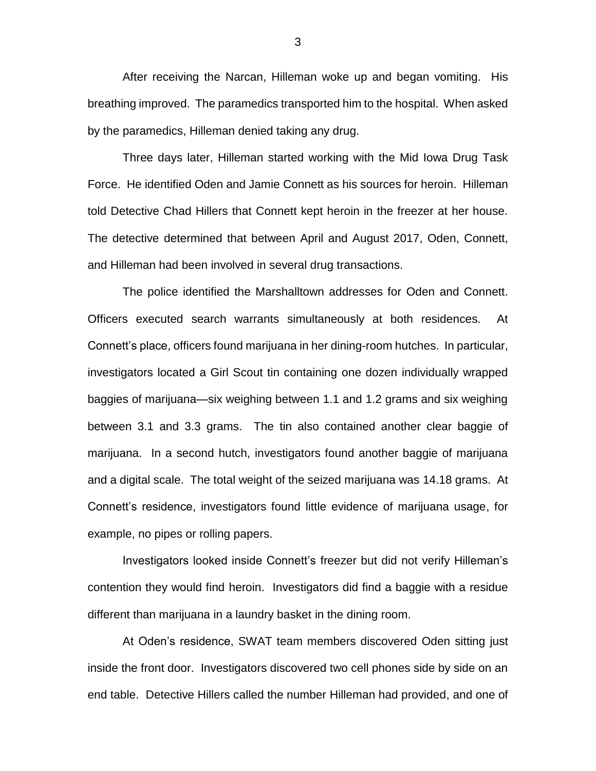After receiving the Narcan, Hilleman woke up and began vomiting. His breathing improved. The paramedics transported him to the hospital. When asked by the paramedics, Hilleman denied taking any drug.

Three days later, Hilleman started working with the Mid Iowa Drug Task Force. He identified Oden and Jamie Connett as his sources for heroin. Hilleman told Detective Chad Hillers that Connett kept heroin in the freezer at her house. The detective determined that between April and August 2017, Oden, Connett, and Hilleman had been involved in several drug transactions.

The police identified the Marshalltown addresses for Oden and Connett. Officers executed search warrants simultaneously at both residences. At Connett's place, officers found marijuana in her dining-room hutches. In particular, investigators located a Girl Scout tin containing one dozen individually wrapped baggies of marijuana—six weighing between 1.1 and 1.2 grams and six weighing between 3.1 and 3.3 grams. The tin also contained another clear baggie of marijuana. In a second hutch, investigators found another baggie of marijuana and a digital scale. The total weight of the seized marijuana was 14.18 grams. At Connett's residence, investigators found little evidence of marijuana usage, for example, no pipes or rolling papers.

Investigators looked inside Connett's freezer but did not verify Hilleman's contention they would find heroin. Investigators did find a baggie with a residue different than marijuana in a laundry basket in the dining room.

At Oden's residence, SWAT team members discovered Oden sitting just inside the front door. Investigators discovered two cell phones side by side on an end table. Detective Hillers called the number Hilleman had provided, and one of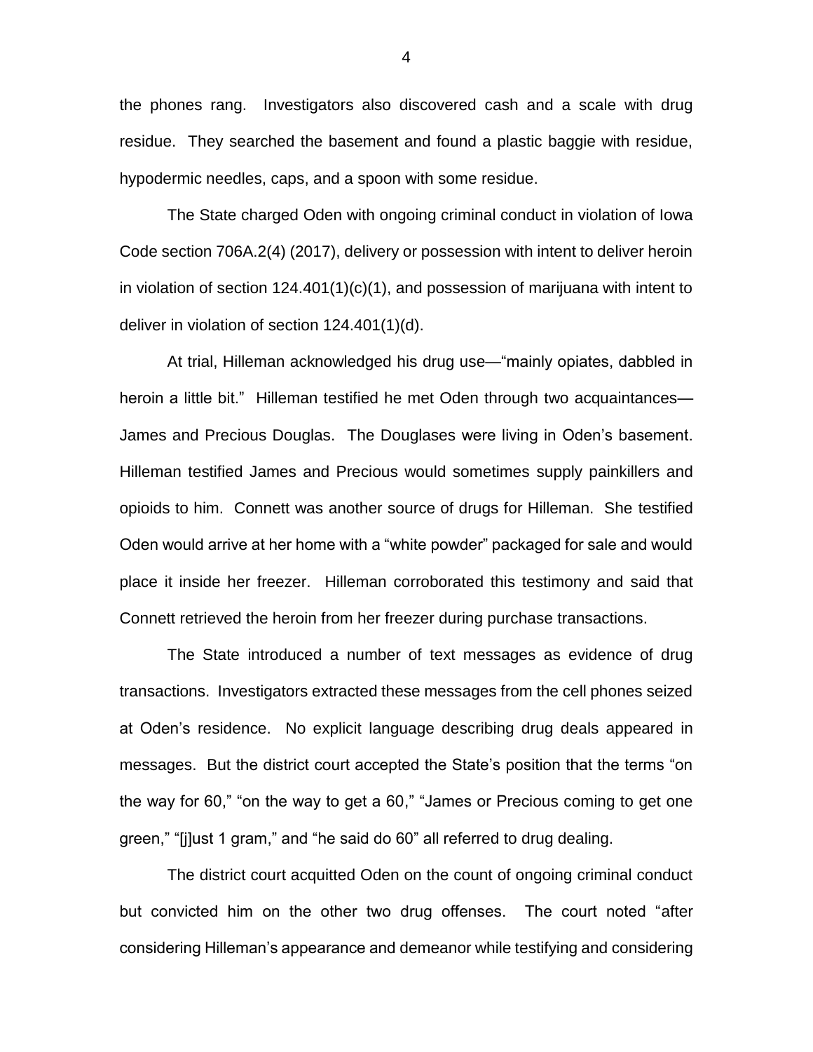the phones rang. Investigators also discovered cash and a scale with drug residue. They searched the basement and found a plastic baggie with residue, hypodermic needles, caps, and a spoon with some residue.

The State charged Oden with ongoing criminal conduct in violation of Iowa Code section 706A.2(4) (2017), delivery or possession with intent to deliver heroin in violation of section 124.401(1)(c)(1), and possession of marijuana with intent to deliver in violation of section 124.401(1)(d).

At trial, Hilleman acknowledged his drug use—"mainly opiates, dabbled in heroin a little bit." Hilleman testified he met Oden through two acquaintances—James and Precious Douglas. The Douglases were living in Oden's basement. Hilleman testified James and Precious would sometimes supply painkillers and opioids to him. Connett was another source of drugs for Hilleman. She testified Oden would arrive at her home with a "white powder" packaged for sale and would place it inside her freezer. Hilleman corroborated this testimony and said that Connett retrieved the heroin from her freezer during purchase transactions.

The State introduced a number of text messages as evidence of drug transactions. Investigators extracted these messages from the cell phones seized at Oden's residence. No explicit language describing drug deals appeared in messages. But the district court accepted the State's position that the terms "on the way for 60," "on the way to get a 60," "James or Precious coming to get one green," "[j]ust 1 gram," and "he said do 60" all referred to drug dealing.

The district court acquitted Oden on the count of ongoing criminal conduct but convicted him on the other two drug offenses. The court noted "after considering Hilleman's appearance and demeanor while testifying and considering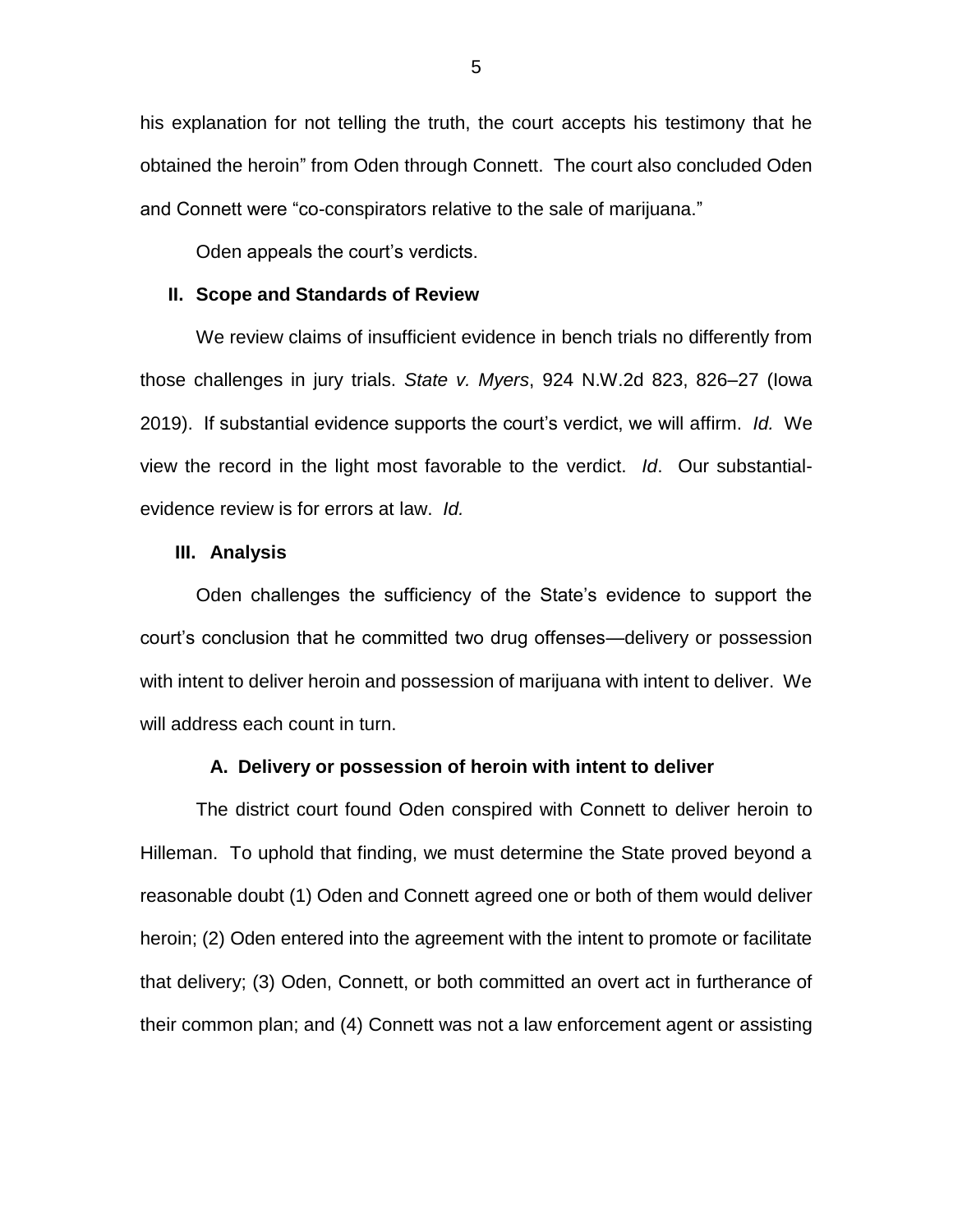his explanation for not telling the truth, the court accepts his testimony that he obtained the heroin" from Oden through Connett. The court also concluded Oden and Connett were "co-conspirators relative to the sale of marijuana."

Oden appeals the court's verdicts.

## II. Scope and Standards of Review

We review claims of insufficient evidence in bench trials no differently from those challenges in jury trials. *State v. Myers*, 924 N.W.2d 823, 826–27 (Iowa 2019). If substantial evidence supports the court's verdict, we will affirm. *Id.* We view the record in the light most favorable to the verdict. *Id*. Our substantial-evidence review is for errors at law. *Id.*

## III. Analysis

Oden challenges the sufficiency of the State's evidence to support the court's conclusion that he committed two drug offenses—delivery or possession with intent to deliver heroin and possession of marijuana with intent to deliver. We will address each count in turn.

### A. Delivery or possession of heroin with intent to deliver

The district court found Oden conspired with Connett to deliver heroin to Hilleman. To uphold that finding, we must determine the State proved beyond a reasonable doubt (1) Oden and Connett agreed one or both of them would deliver heroin; (2) Oden entered into the agreement with the intent to promote or facilitate that delivery; (3) Oden, Connett, or both committed an overt act in furtherance of their common plan; and (4) Connett was not a law enforcement agent or assisting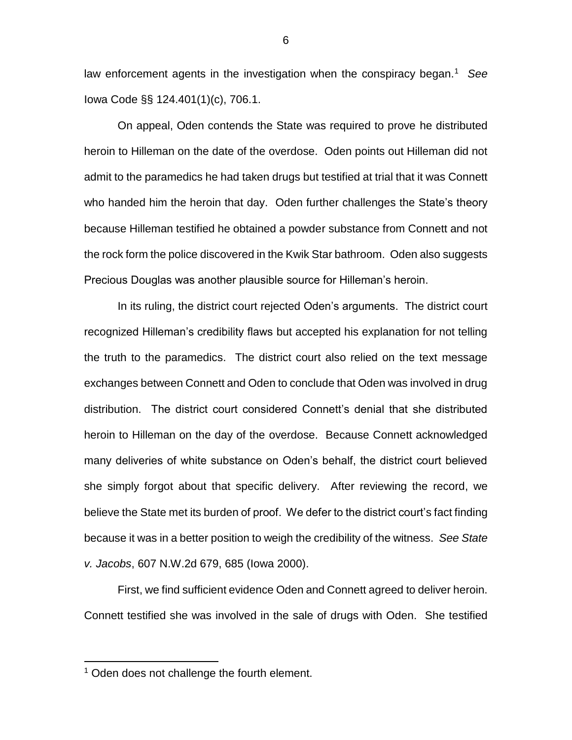law enforcement agents in the investigation when the conspiracy began.[1] *See* Iowa Code §§ 124.401(1)(c), 706.1.

On appeal, Oden contends the State was required to prove he distributed heroin to Hilleman on the date of the overdose. Oden points out Hilleman did not admit to the paramedics he had taken drugs but testified at trial that it was Connett who handed him the heroin that day. Oden further challenges the State's theory because Hilleman testified he obtained a powder substance from Connett and not the rock form the police discovered in the Kwik Star bathroom. Oden also suggests Precious Douglas was another plausible source for Hilleman's heroin.

In its ruling, the district court rejected Oden's arguments. The district court recognized Hilleman's credibility flaws but accepted his explanation for not telling the truth to the paramedics. The district court also relied on the text message exchanges between Connett and Oden to conclude that Oden was involved in drug distribution. The district court considered Connett's denial that she distributed heroin to Hilleman on the day of the overdose. Because Connett acknowledged many deliveries of white substance on Oden's behalf, the district court believed she simply forgot about that specific delivery. After reviewing the record, we believe the State met its burden of proof. We defer to the district court's fact finding because it was in a better position to weigh the credibility of the witness. *See State v. Jacobs*, 607 N.W.2d 679, 685 (Iowa 2000).

First, we find sufficient evidence Oden and Connett agreed to deliver heroin. Connett testified she was involved in the sale of drugs with Oden. She testified

[1] Oden does not challenge the fourth element.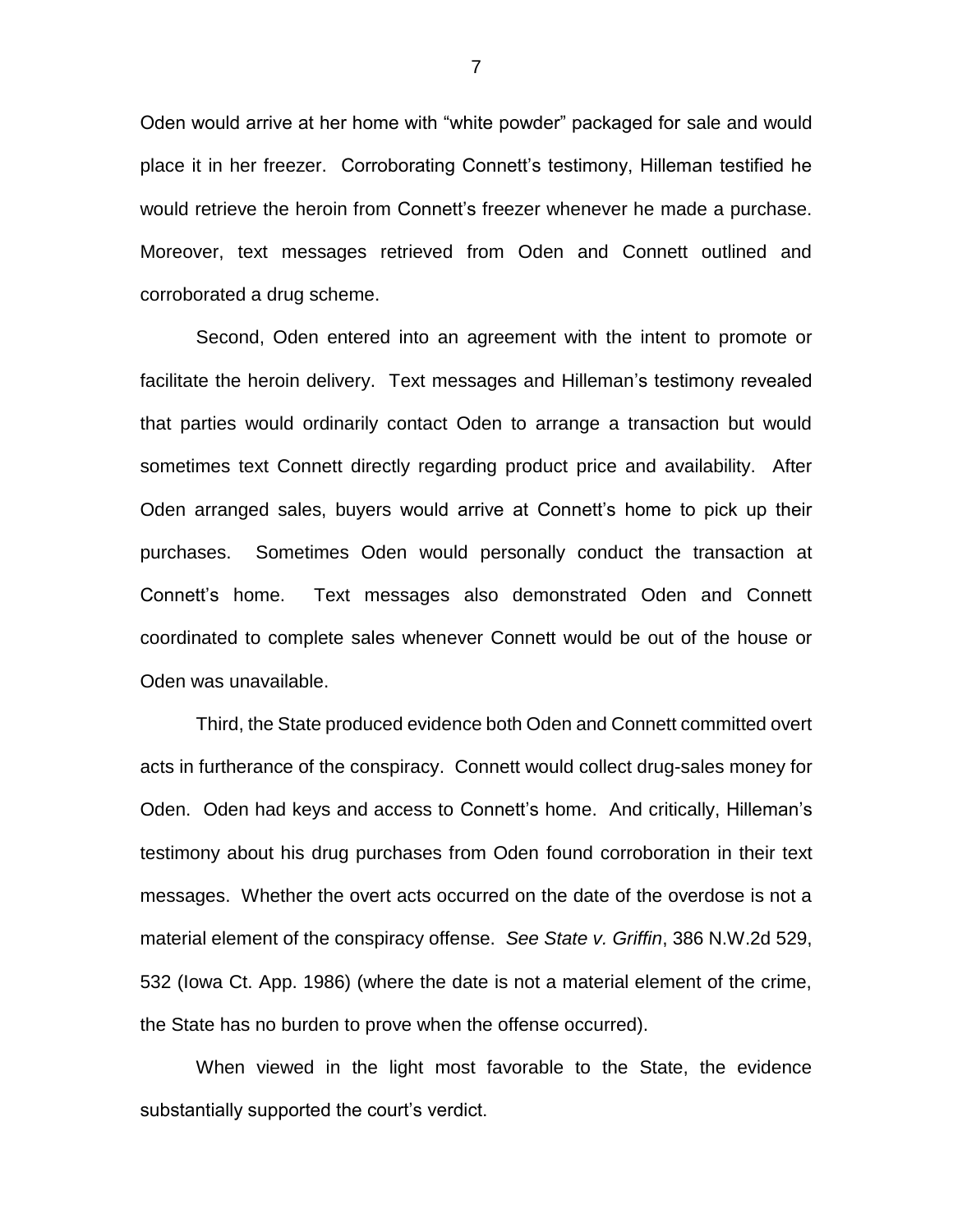Oden would arrive at her home with "white powder" packaged for sale and would place it in her freezer. Corroborating Connett's testimony, Hilleman testified he would retrieve the heroin from Connett's freezer whenever he made a purchase. Moreover, text messages retrieved from Oden and Connett outlined and corroborated a drug scheme.

Second, Oden entered into an agreement with the intent to promote or facilitate the heroin delivery. Text messages and Hilleman's testimony revealed that parties would ordinarily contact Oden to arrange a transaction but would sometimes text Connett directly regarding product price and availability. After Oden arranged sales, buyers would arrive at Connett's home to pick up their purchases. Sometimes Oden would personally conduct the transaction at Connett's home. Text messages also demonstrated Oden and Connett coordinated to complete sales whenever Connett would be out of the house or Oden was unavailable.

Third, the State produced evidence both Oden and Connett committed overt acts in furtherance of the conspiracy. Connett would collect drug-sales money for Oden. Oden had keys and access to Connett's home. And critically, Hilleman's testimony about his drug purchases from Oden found corroboration in their text messages. Whether the overt acts occurred on the date of the overdose is not a material element of the conspiracy offense. *See State v. Griffin*, 386 N.W.2d 529, 532 (Iowa Ct. App. 1986) (where the date is not a material element of the crime, the State has no burden to prove when the offense occurred).

When viewed in the light most favorable to the State, the evidence substantially supported the court's verdict.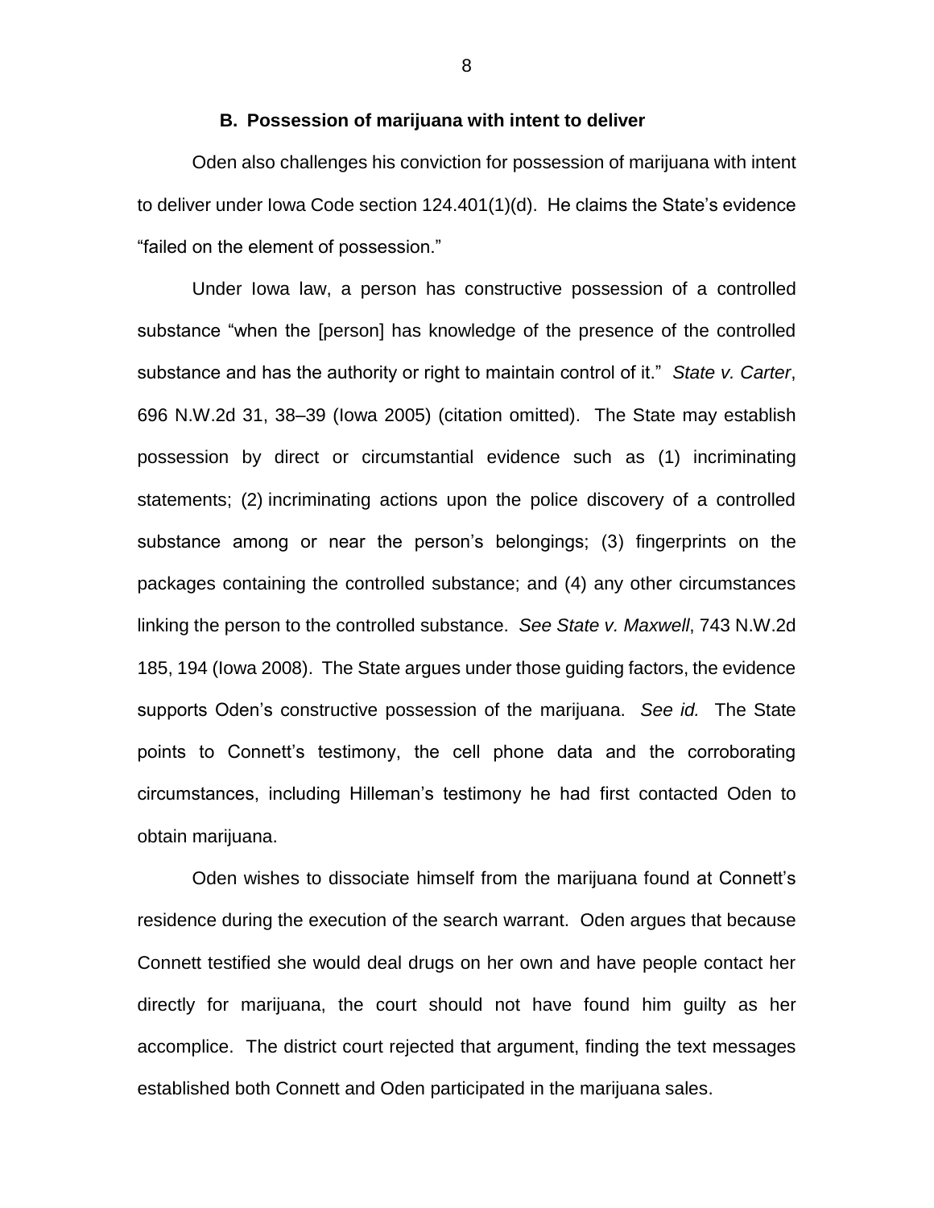### B. Possession of marijuana with intent to deliver

Oden also challenges his conviction for possession of marijuana with intent to deliver under Iowa Code section 124.401(1)(d). He claims the State's evidence "failed on the element of possession."

Under Iowa law, a person has constructive possession of a controlled substance "when the [person] has knowledge of the presence of the controlled substance and has the authority or right to maintain control of it." *State v. Carter*, 696 N.W.2d 31, 38–39 (Iowa 2005) (citation omitted). The State may establish possession by direct or circumstantial evidence such as (1) incriminating statements; (2) incriminating actions upon the police discovery of a controlled substance among or near the person's belongings; (3) fingerprints on the packages containing the controlled substance; and (4) any other circumstances linking the person to the controlled substance. *See State v. Maxwell*, 743 N.W.2d 185, 194 (Iowa 2008). The State argues under those guiding factors, the evidence supports Oden's constructive possession of the marijuana. *See id.* The State points to Connett's testimony, the cell phone data and the corroborating circumstances, including Hilleman's testimony he had first contacted Oden to obtain marijuana.

Oden wishes to dissociate himself from the marijuana found at Connett's residence during the execution of the search warrant. Oden argues that because Connett testified she would deal drugs on her own and have people contact her directly for marijuana, the court should not have found him guilty as her accomplice. The district court rejected that argument, finding the text messages established both Connett and Oden participated in the marijuana sales.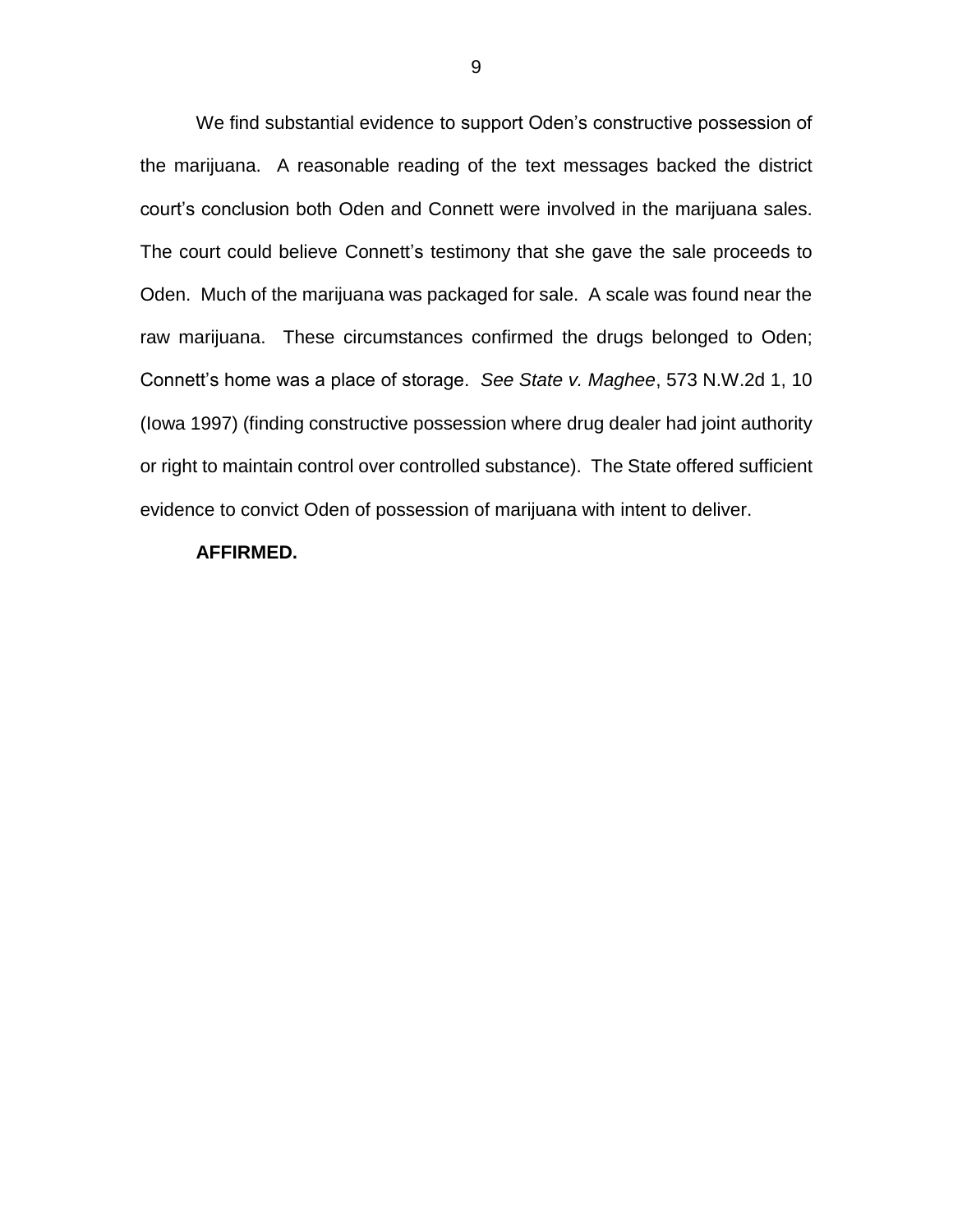We find substantial evidence to support Oden's constructive possession of the marijuana. A reasonable reading of the text messages backed the district court's conclusion both Oden and Connett were involved in the marijuana sales. The court could believe Connett's testimony that she gave the sale proceeds to Oden. Much of the marijuana was packaged for sale. A scale was found near the raw marijuana. These circumstances confirmed the drugs belonged to Oden; Connett's home was a place of storage. *See State v. Maghee*, 573 N.W.2d 1, 10 (Iowa 1997) (finding constructive possession where drug dealer had joint authority or right to maintain control over controlled substance). The State offered sufficient evidence to convict Oden of possession of marijuana with intent to deliver.

**AFFIRMED.**